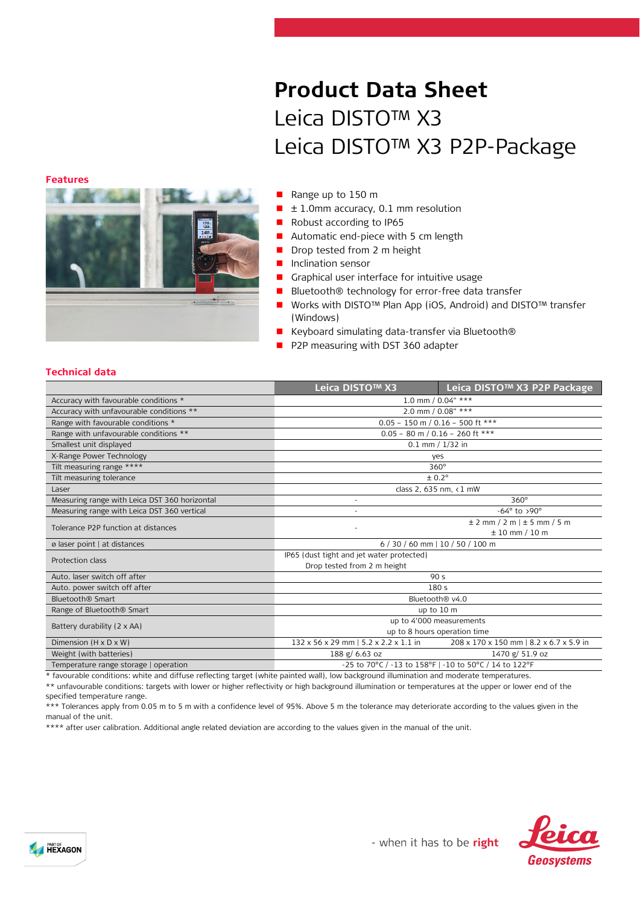# Product Data Sheet

Leica DISTO™ X3

Leica DISTO™ X3 P2P-Package

## Features

- Range up to 150 m
- ± 1.0mm accuracy, 0.1 mm resolution
- Robust according to IP65
- Automatic end-piece with 5 cm length
- Drop tested from 2 m height
- Inclination sensor
- Graphical user interface for intuitive usage
- Bluetooth® technology for error-free data transfer
- Works with DISTO™ Plan App (iOS, Android) and DISTO™ transfer (Windows)
- Keyboard simulating data-transfer via Bluetooth®
- P2P measuring with DST 360 adapter

## Technical data

| | Leica DISTO™ X3 | Leica DISTO™ X3 P2P Package |
|---|---|---|
| Accuracy with favourable conditions * | 1.0 mm / 0.04" *** | |
| Accuracy with unfavourable conditions ** | 2.0 mm / 0.08" *** | |
| Range with favourable conditions * | 0.05 – 150 m / 0.16 – 500 ft *** | |
| Range with unfavourable conditions ** | 0.05 – 80 m / 0.16 – 260 ft *** | |
| Smallest unit displayed | 0.1 mm / 1/32 in | |
| X-Range Power Technology | yes | |
| Tilt measuring range **** | 360° | |
| Tilt measuring tolerance | ± 0.2° | |
| Laser | class 2, 635 nm, < 1 mW | |
| Measuring range with Leica DST 360 horizontal | - | 360° |
| Measuring range with Leica DST 360 vertical | - | -64° to >90° |
| Tolerance P2P function at distances | - | ± 2 mm / 2 m \| ± 5 mm / 5 m ± 10 mm / 10 m |
| ⌀ laser point \| at distances | 6 / 30 / 60 mm \| 10 / 50 / 100 m | |
| Protection class | IP65 (dust tight and jet water protected) Drop tested from 2 m height | |
| Auto. laser switch off after | 90 s | |
| Auto. power switch off after | 180 s | |
| Bluetooth® Smart | Bluetooth® v4.0 | |
| Range of Bluetooth® Smart | up to 10 m | |
| Battery durability (2 x AA) | up to 4'000 measurements up to 8 hours operation time | |
| Dimension (H x D x W) | 132 x 56 x 29 mm \| 5.2 x 2.2 x 1.1 in | 208 x 170 x 150 mm \| 8.2 x 6.7 x 5.9 in |
| Weight (with batteries) | 188 g/ 6.63 oz | 1470 g/ 51.9 oz |
| Temperature range storage \| operation | -25 to 70°C / -13 to 158°F \| -10 to 50°C / 14 to 122°F | |

* favourable conditions: white and diffuse reflecting target (white painted wall), low background illumination and moderate temperatures.

** unfavourable conditions: targets with lower or higher reflectivity or high background illumination or temperatures at the upper or lower end of the specified temperature range.

*** Tolerances apply from 0.05 m to 5 m with a confidence level of 95%. Above 5 m the tolerance may deteriorate according to the values given in the manual of the unit.

**** after user calibration. Additional angle related deviation are according to the values given in the manual of the unit.

- when it has to be **right**

Leica Geosystems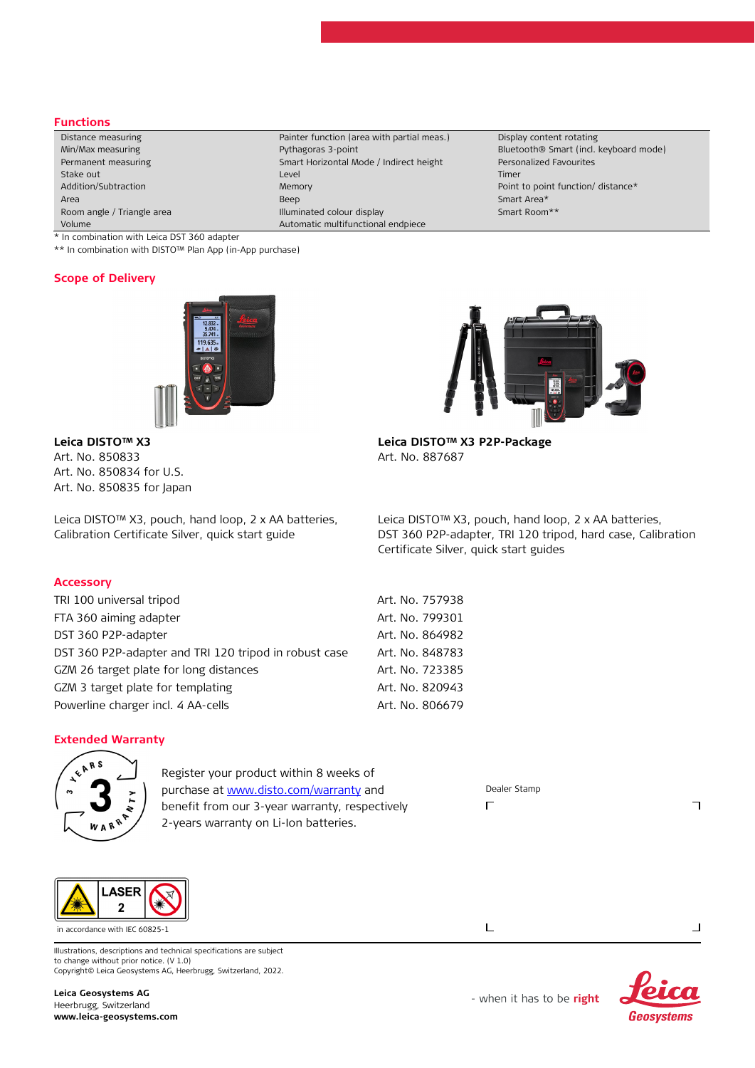## Functions

| | | |
|---|---|---|
| Distance measuring | Painter function (area with partial meas.) | Display content rotating |
| Min/Max measuring | Pythagoras 3-point | Bluetooth® Smart (incl. keyboard mode) |
| Permanent measuring | Smart Horizontal Mode / Indirect height | Personalized Favourites |
| Stake out | Level | Timer |
| Addition/Subtraction | Memory | Point to point function/ distance* |
| Area | Beep | Smart Area* |
| Room angle / Triangle area | Illuminated colour display | Smart Room** |
| Volume | Automatic multifunctional endpiece | |

* In combination with Leica DST 360 adapter
** In combination with DISTO™ Plan App (in-App purchase)

## Scope of Delivery

**Leica DISTO™ X3**
Art. No. 850833
Art. No. 850834 for U.S.
Art. No. 850835 for Japan

Leica DISTO™ X3, pouch, hand loop, 2 x AA batteries, Calibration Certificate Silver, quick start guide

**Leica DISTO™ X3 P2P-Package**
Art. No. 887687

Leica DISTO™ X3, pouch, hand loop, 2 x AA batteries, DST 360 P2P-adapter, TRI 120 tripod, hard case, Calibration Certificate Silver, quick start guides

## Accessory

| | |
|---|---|
| TRI 100 universal tripod | Art. No. 757938 |
| FTA 360 aiming adapter | Art. No. 799301 |
| DST 360 P2P-adapter | Art. No. 864982 |
| DST 360 P2P-adapter and TRI 120 tripod in robust case | Art. No. 848783 |
| GZM 26 target plate for long distances | Art. No. 723385 |
| GZM 3 target plate for templating | Art. No. 820943 |
| Powerline charger incl. 4 AA-cells | Art. No. 806679 |

## Extended Warranty

3 YEARS WARRANTY

Register your product within 8 weeks of purchase at www.disto.com/warranty and benefit from our 3-year warranty, respectively 2-years warranty on Li-Ion batteries.

Dealer Stamp

LASER 2

in accordance with IEC 60825-1

Illustrations, descriptions and technical specifications are subject to change without prior notice. (V 1.0)
Copyright© Leica Geosystems AG, Heerbrugg, Switzerland, 2022.

**Leica Geosystems AG**
Heerbrugg, Switzerland
**www.leica-geosystems.com**

- when it has to be **right**

Leica Geosystems